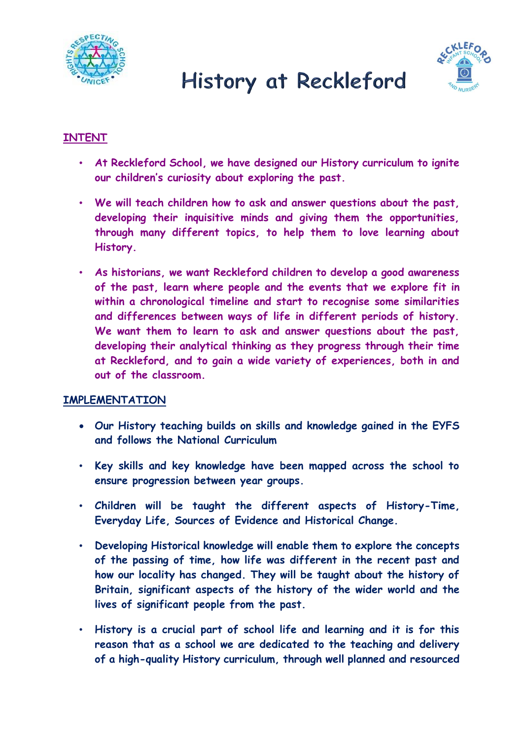# History at Reckleford

## INTENT

- **At Reckleford School, we have designed our History curriculum to ignite our children's curiosity about exploring the past.**
- **We will teach children how to ask and answer questions about the past, developing their inquisitive minds and giving them the opportunities, through many different topics, to help them to love learning about History.**
- **As historians, we want Reckleford children to develop a good awareness of the past, learn where people and the events that we explore fit in within a chronological timeline and start to recognise some similarities and differences between ways of life in different periods of history. We want them to learn to ask and answer questions about the past, developing their analytical thinking as they progress through their time at Reckleford, and to gain a wide variety of experiences, both in and out of the classroom.**

## IMPLEMENTATION

- **Our History teaching builds on skills and knowledge gained in the EYFS and follows the National Curriculum**
- **Key skills and key knowledge have been mapped across the school to ensure progression between year groups.**
- **Children will be taught the different aspects of History-Time, Everyday Life, Sources of Evidence and Historical Change.**
- **Developing Historical knowledge will enable them to explore the concepts of the passing of time, how life was different in the recent past and how our locality has changed. They will be taught about the history of Britain, significant aspects of the history of the wider world and the lives of significant people from the past.**
- **History is a crucial part of school life and learning and it is for this reason that as a school we are dedicated to the teaching and delivery of a high-quality History curriculum, through well planned and resourced**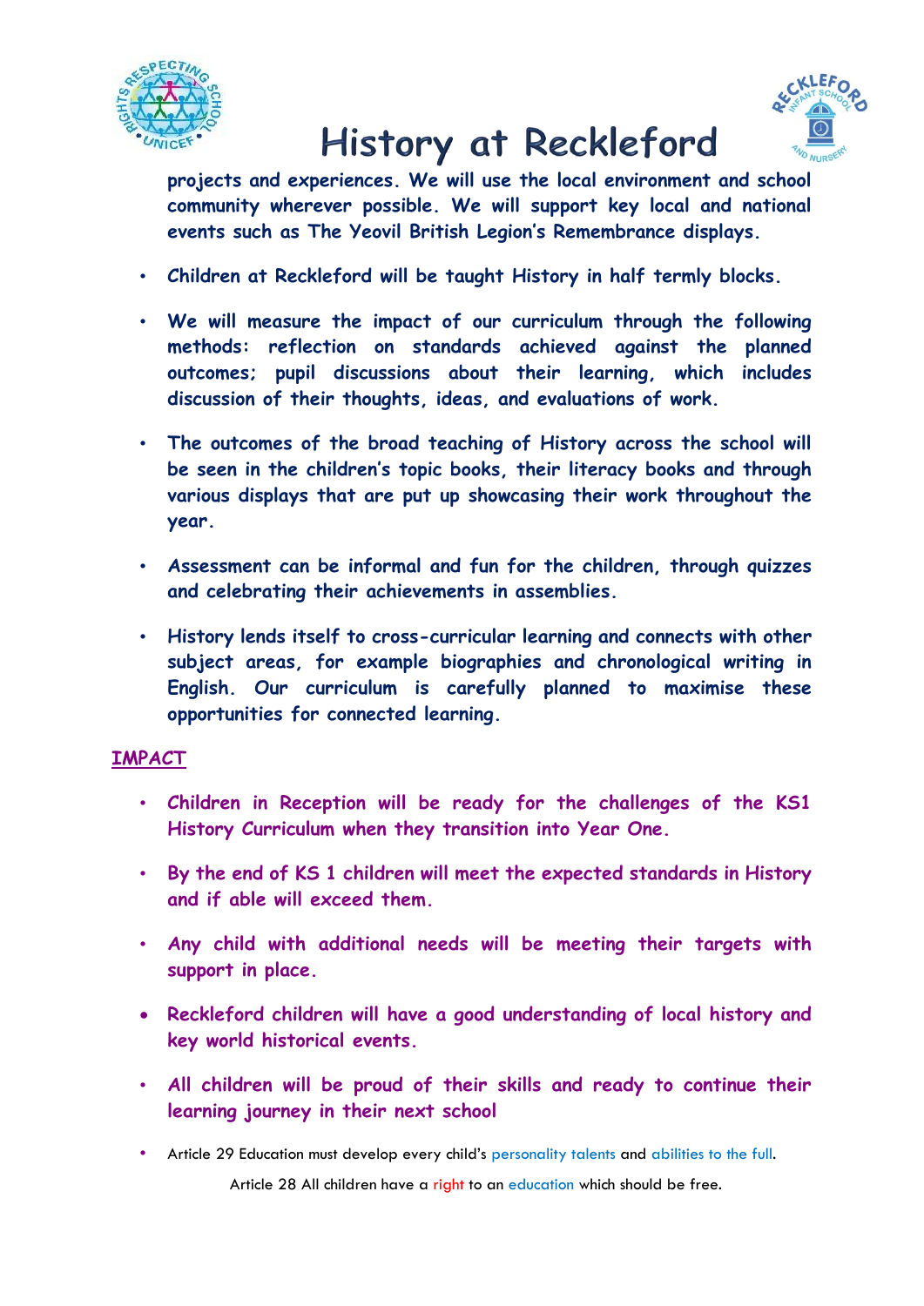projects and experiences. We will use the local environment and school community wherever possible. We will support key local and national events such as The Yeovil British Legion's Remembrance displays.

- Children at Reckleford will be taught History in half termly blocks.
- We will measure the impact of our curriculum through the following methods: reflection on standards achieved against the planned outcomes; pupil discussions about their learning, which includes discussion of their thoughts, ideas, and evaluations of work.
- The outcomes of the broad teaching of History across the school will be seen in the children's topic books, their literacy books and through various displays that are put up showcasing their work throughout the year.
- Assessment can be informal and fun for the children, through quizzes and celebrating their achievements in assemblies.
- History lends itself to cross-curricular learning and connects with other subject areas, for example biographies and chronological writing in English. Our curriculum is carefully planned to maximise these opportunities for connected learning.

## IMPACT

- Children in Reception will be ready for the challenges of the KS1 History Curriculum when they transition into Year One.
- By the end of KS 1 children will meet the expected standards in History and if able will exceed them.
- Any child with additional needs will be meeting their targets with support in place.
- Reckleford children will have a good understanding of local history and key world historical events.
- All children will be proud of their skills and ready to continue their learning journey in their next school

- Article 29 Education must develop every child's personality talents and abilities to the full.

Article 28 All children have a right to an education which should be free.